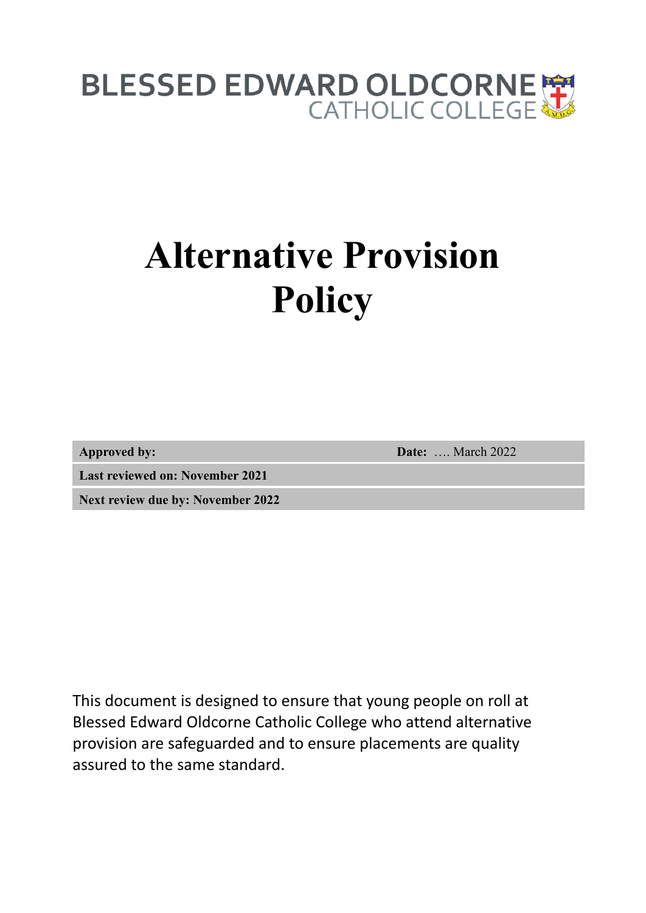BLESSED EDWARD OLDCORNE
CATHOLIC COLLEGE

# Alternative Provision Policy

| | |
|---|---|
| **Approved by:** | **Date:** …. March 2022 |
| **Last reviewed on: November 2021** | |
| **Next review due by: November 2022** | |

This document is designed to ensure that young people on roll at Blessed Edward Oldcorne Catholic College who attend alternative provision are safeguarded and to ensure placements are quality assured to the same standard.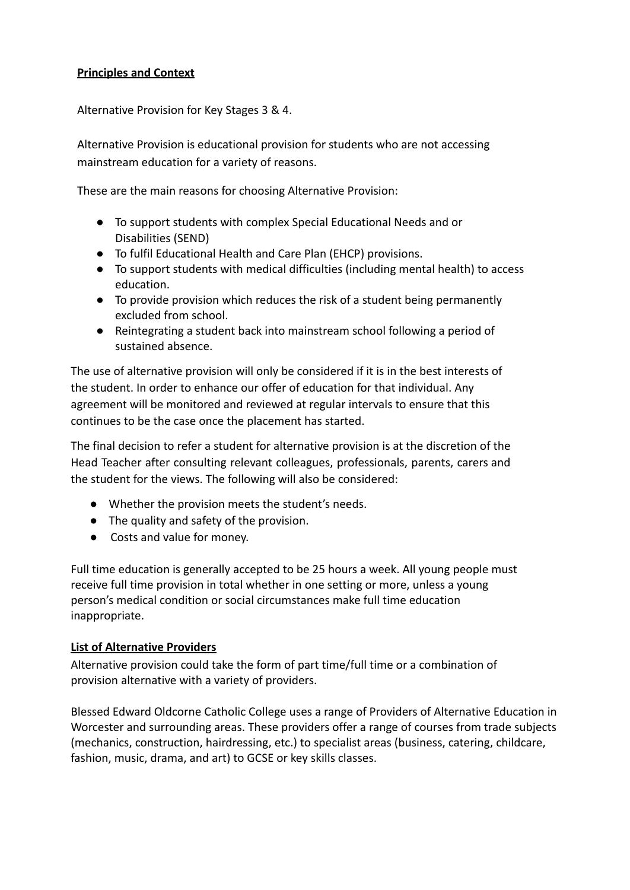**Principles and Context**

Alternative Provision for Key Stages 3 & 4.

Alternative Provision is educational provision for students who are not accessing mainstream education for a variety of reasons.

These are the main reasons for choosing Alternative Provision:

- To support students with complex Special Educational Needs and or Disabilities (SEND)
- To fulfil Educational Health and Care Plan (EHCP) provisions.
- To support students with medical difficulties (including mental health) to access education.
- To provide provision which reduces the risk of a student being permanently excluded from school.
- Reintegrating a student back into mainstream school following a period of sustained absence.

The use of alternative provision will only be considered if it is in the best interests of the student. In order to enhance our offer of education for that individual. Any agreement will be monitored and reviewed at regular intervals to ensure that this continues to be the case once the placement has started.

The final decision to refer a student for alternative provision is at the discretion of the Head Teacher after consulting relevant colleagues, professionals, parents, carers and the student for the views. The following will also be considered:

- Whether the provision meets the student's needs.
- The quality and safety of the provision.
- Costs and value for money.

Full time education is generally accepted to be 25 hours a week. All young people must receive full time provision in total whether in one setting or more, unless a young person's medical condition or social circumstances make full time education inappropriate.

**List of Alternative Providers**

Alternative provision could take the form of part time/full time or a combination of provision alternative with a variety of providers.

Blessed Edward Oldcorne Catholic College uses a range of Providers of Alternative Education in Worcester and surrounding areas. These providers offer a range of courses from trade subjects (mechanics, construction, hairdressing, etc.) to specialist areas (business, catering, childcare, fashion, music, drama, and art) to GCSE or key skills classes.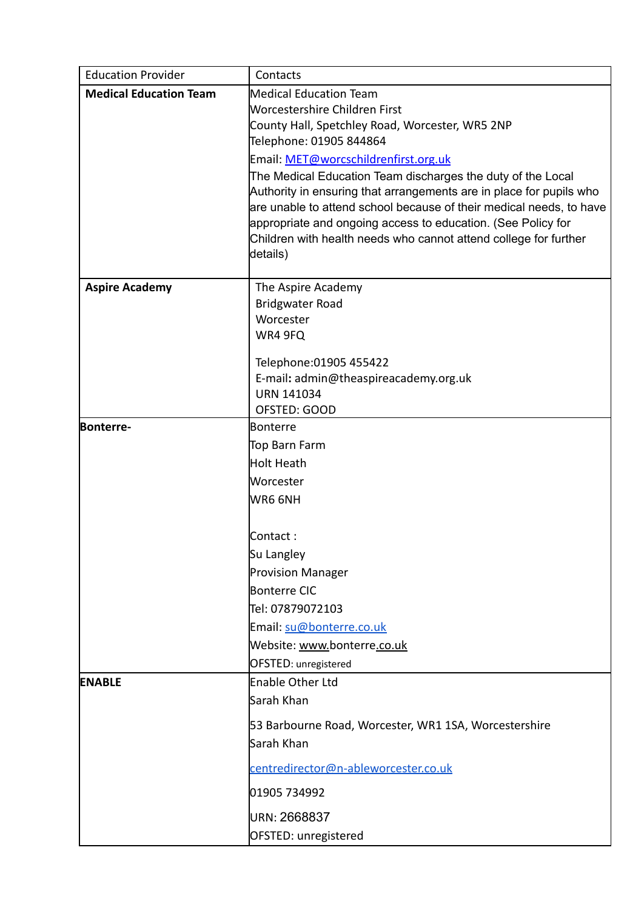| Education Provider | Contacts |
|---|---|
| **Medical Education Team** | Medical Education Team<br>Worcestershire Children First<br>County Hall, Spetchley Road, Worcester, WR5 2NP<br>Telephone: 01905 844864<br>Email: MET@worcschildrenfirst.org.uk<br>The Medical Education Team discharges the duty of the Local Authority in ensuring that arrangements are in place for pupils who are unable to attend school because of their medical needs, to have appropriate and ongoing access to education. (See Policy for Children with health needs who cannot attend college for further details) |
| **Aspire Academy** | The Aspire Academy<br>Bridgwater Road<br>Worcester<br>WR4 9FQ<br><br>Telephone:01905 455422<br>E-mail**:** admin@theaspireacademy.org.uk<br>URN 141034<br>OFSTED: GOOD |
| **Bonterre-** | Bonterre<br>Top Barn Farm<br>Holt Heath<br>Worcester<br>WR6 6NH<br><br>Contact :<br>Su Langley<br>Provision Manager<br>Bonterre CIC<br>Tel: 07879072103<br>Email: su@bonterre.co.uk<br>Website: www.bonterre.co.uk<br>OFSTED: unregistered |
| **ENABLE** | Enable Other Ltd<br>Sarah Khan<br><br>53 Barbourne Road, Worcester, WR1 1SA, Worcestershire<br>Sarah Khan<br><br>centredirector@n-ableworcester.co.uk<br><br>01905 734992<br><br>URN: 2668837<br>OFSTED: unregistered |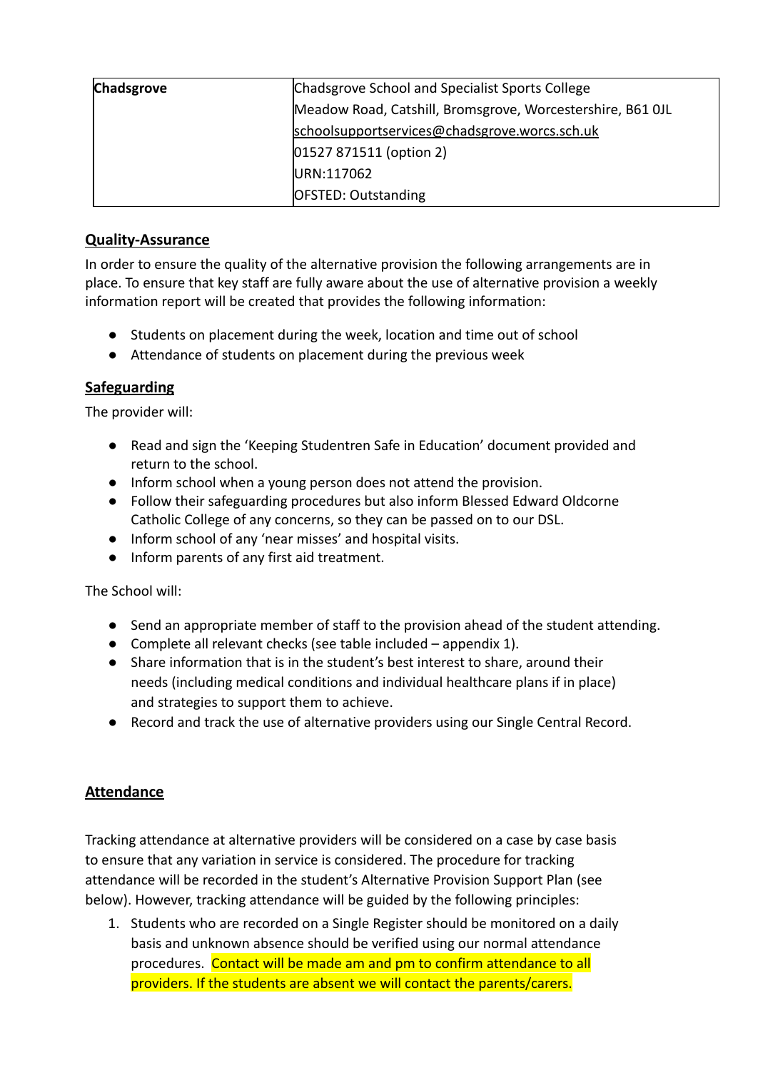| Chadsgrove | Chadsgrove School and Specialist Sports College |
|---|---|
| | Meadow Road, Catshill, Bromsgrove, Worcestershire, B61 0JL |
| | schoolsupportservices@chadsgrove.worcs.sch.uk |
| | 01527 871511 (option 2) |
| | URN:117062 |
| | OFSTED: Outstanding |

## Quality-Assurance

In order to ensure the quality of the alternative provision the following arrangements are in place. To ensure that key staff are fully aware about the use of alternative provision a weekly information report will be created that provides the following information:

- Students on placement during the week, location and time out of school
- Attendance of students on placement during the previous week

## Safeguarding

The provider will:

- Read and sign the 'Keeping Studentren Safe in Education' document provided and return to the school.
- Inform school when a young person does not attend the provision.
- Follow their safeguarding procedures but also inform Blessed Edward Oldcorne Catholic College of any concerns, so they can be passed on to our DSL.
- Inform school of any 'near misses' and hospital visits.
- Inform parents of any first aid treatment.

The School will:

- Send an appropriate member of staff to the provision ahead of the student attending.
- Complete all relevant checks (see table included – appendix 1).
- Share information that is in the student's best interest to share, around their needs (including medical conditions and individual healthcare plans if in place) and strategies to support them to achieve.
- Record and track the use of alternative providers using our Single Central Record.

## Attendance

Tracking attendance at alternative providers will be considered on a case by case basis to ensure that any variation in service is considered. The procedure for tracking attendance will be recorded in the student's Alternative Provision Support Plan (see below). However, tracking attendance will be guided by the following principles:

1. Students who are recorded on a Single Register should be monitored on a daily basis and unknown absence should be verified using our normal attendance procedures. Contact will be made am and pm to confirm attendance to all providers. If the students are absent we will contact the parents/carers.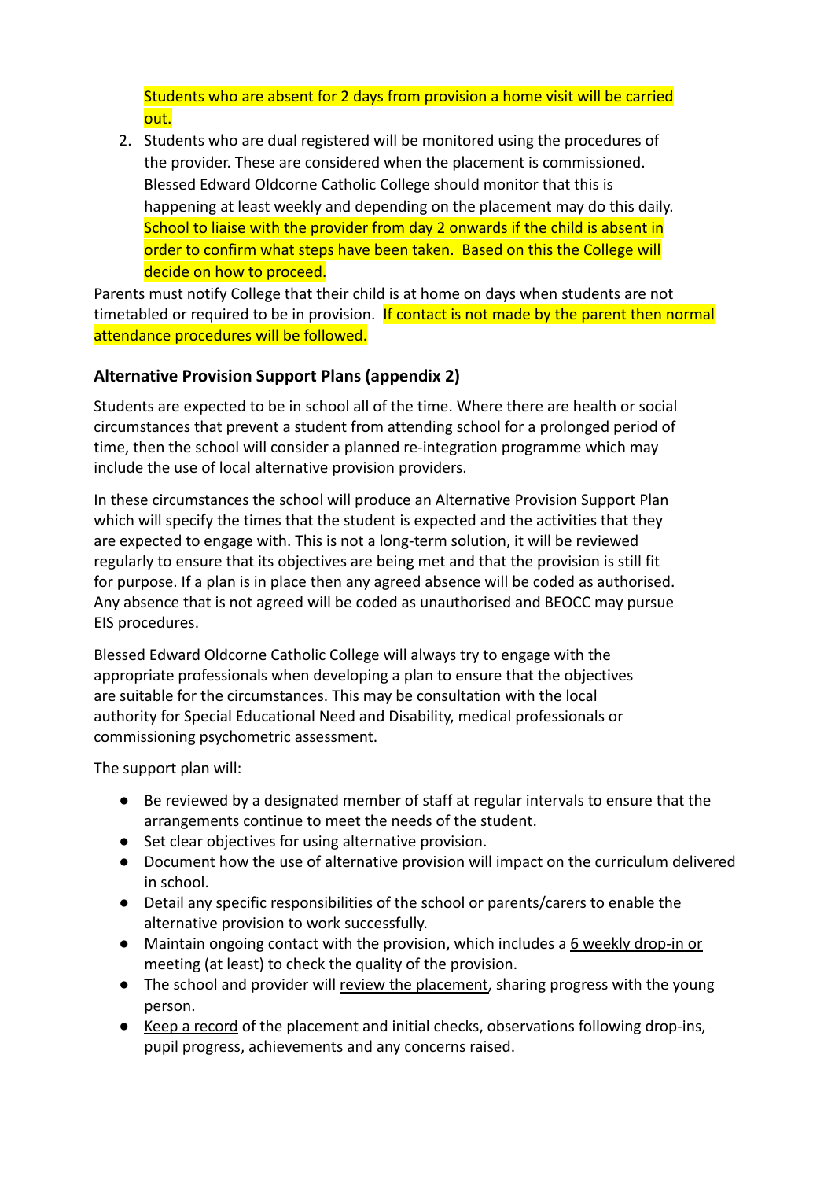Students who are absent for 2 days from provision a home visit will be carried out.

2. Students who are dual registered will be monitored using the procedures of the provider. These are considered when the placement is commissioned. Blessed Edward Oldcorne Catholic College should monitor that this is happening at least weekly and depending on the placement may do this daily. School to liaise with the provider from day 2 onwards if the child is absent in order to confirm what steps have been taken. Based on this the College will decide on how to proceed.

Parents must notify College that their child is at home on days when students are not timetabled or required to be in provision. If contact is not made by the parent then normal attendance procedures will be followed.

### Alternative Provision Support Plans (appendix 2)

Students are expected to be in school all of the time. Where there are health or social circumstances that prevent a student from attending school for a prolonged period of time, then the school will consider a planned re-integration programme which may include the use of local alternative provision providers.

In these circumstances the school will produce an Alternative Provision Support Plan which will specify the times that the student is expected and the activities that they are expected to engage with. This is not a long-term solution, it will be reviewed regularly to ensure that its objectives are being met and that the provision is still fit for purpose. If a plan is in place then any agreed absence will be coded as authorised. Any absence that is not agreed will be coded as unauthorised and BEOCC may pursue EIS procedures.

Blessed Edward Oldcorne Catholic College will always try to engage with the appropriate professionals when developing a plan to ensure that the objectives are suitable for the circumstances. This may be consultation with the local authority for Special Educational Need and Disability, medical professionals or commissioning psychometric assessment.

The support plan will:

- Be reviewed by a designated member of staff at regular intervals to ensure that the arrangements continue to meet the needs of the student.
- Set clear objectives for using alternative provision.
- Document how the use of alternative provision will impact on the curriculum delivered in school.
- Detail any specific responsibilities of the school or parents/carers to enable the alternative provision to work successfully.
- Maintain ongoing contact with the provision, which includes a 6 weekly drop-in or meeting (at least) to check the quality of the provision.
- The school and provider will review the placement, sharing progress with the young person.
- Keep a record of the placement and initial checks, observations following drop-ins, pupil progress, achievements and any concerns raised.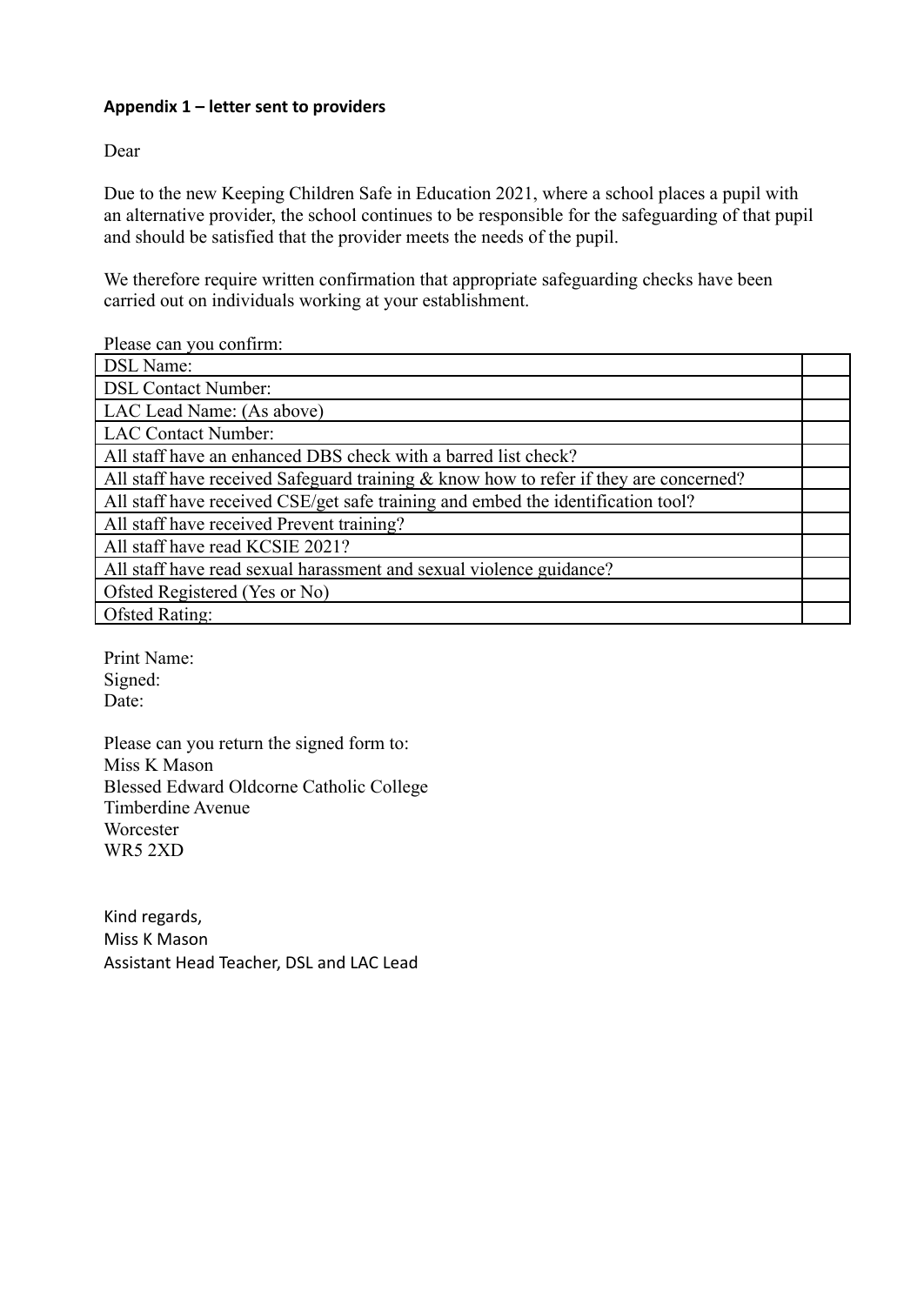**Appendix 1 – letter sent to providers**

Dear

Due to the new Keeping Children Safe in Education 2021, where a school places a pupil with an alternative provider, the school continues to be responsible for the safeguarding of that pupil and should be satisfied that the provider meets the needs of the pupil.

We therefore require written confirmation that appropriate safeguarding checks have been carried out on individuals working at your establishment.

Please can you confirm:

| | |
|---|---|
| DSL Name: | |
| DSL Contact Number: | |
| LAC Lead Name: (As above) | |
| LAC Contact Number: | |
| All staff have an enhanced DBS check with a barred list check? | |
| All staff have received Safeguard training & know how to refer if they are concerned? | |
| All staff have received CSE/get safe training and embed the identification tool? | |
| All staff have received Prevent training? | |
| All staff have read KCSIE 2021? | |
| All staff have read sexual harassment and sexual violence guidance? | |
| Ofsted Registered (Yes or No) | |
| Ofsted Rating: | |

Print Name:
Signed:
Date:

Please can you return the signed form to:
Miss K Mason
Blessed Edward Oldcorne Catholic College
Timberdine Avenue
Worcester
WR5 2XD

Kind regards,
Miss K Mason
Assistant Head Teacher, DSL and LAC Lead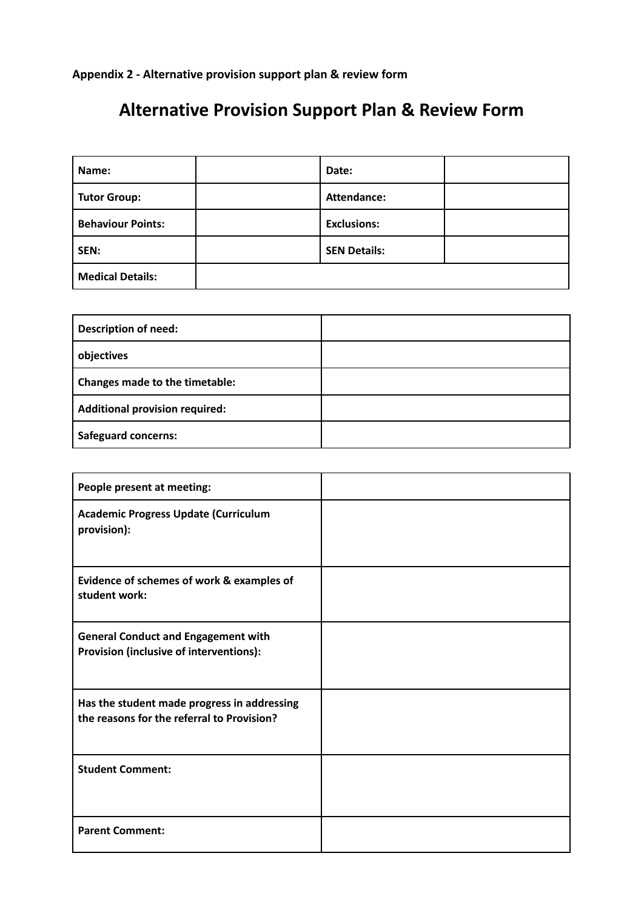**Appendix 2 - Alternative provision support plan & review form**

# Alternative Provision Support Plan & Review Form

| | | | |
|---|---|---|---|
| **Name:** | | **Date:** | |
| **Tutor Group:** | | **Attendance:** | |
| **Behaviour Points:** | | **Exclusions:** | |
| **SEN:** | | **SEN Details:** | |
| **Medical Details:** | | | |

| | |
|---|---|
| **Description of need:** | |
| **objectives** | |
| **Changes made to the timetable:** | |
| **Additional provision required:** | |
| **Safeguard concerns:** | |

| | |
|---|---|
| **People present at meeting:** | |
| **Academic Progress Update (Curriculum provision):** | |
| **Evidence of schemes of work & examples of student work:** | |
| **General Conduct and Engagement with Provision (inclusive of interventions):** | |
| **Has the student made progress in addressing the reasons for the referral to Provision?** | |
| **Student Comment:** | |
| **Parent Comment:** | |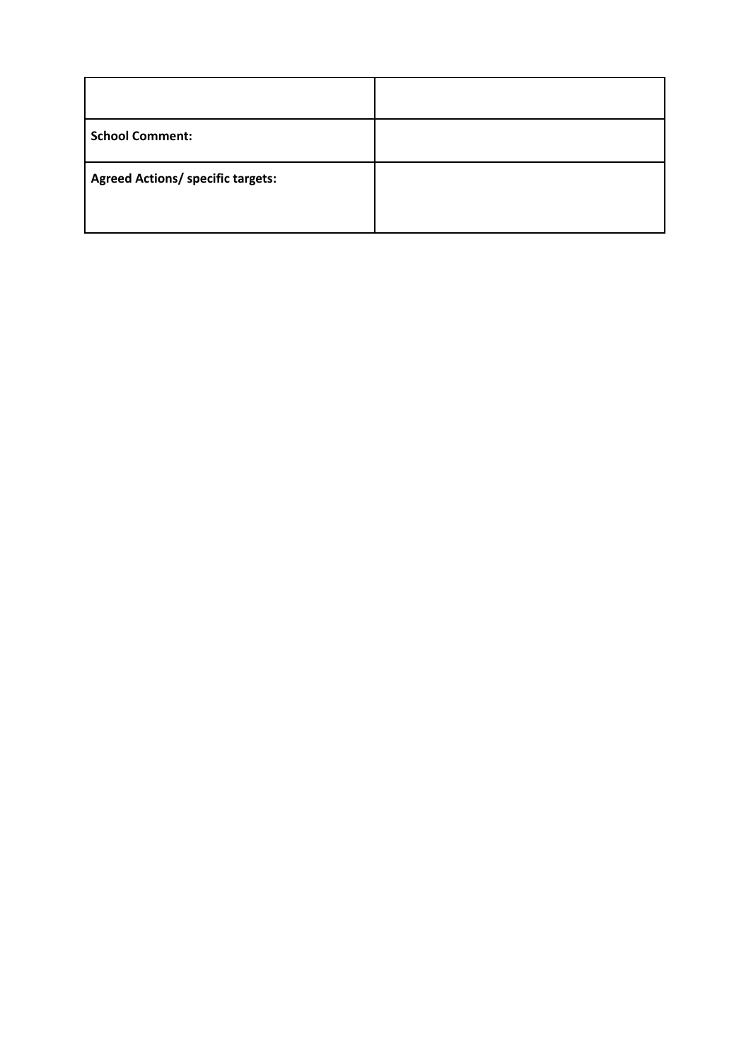| | |
|---|---|
| | |
| **School Comment:** | |
| **Agreed Actions/ specific targets:** | |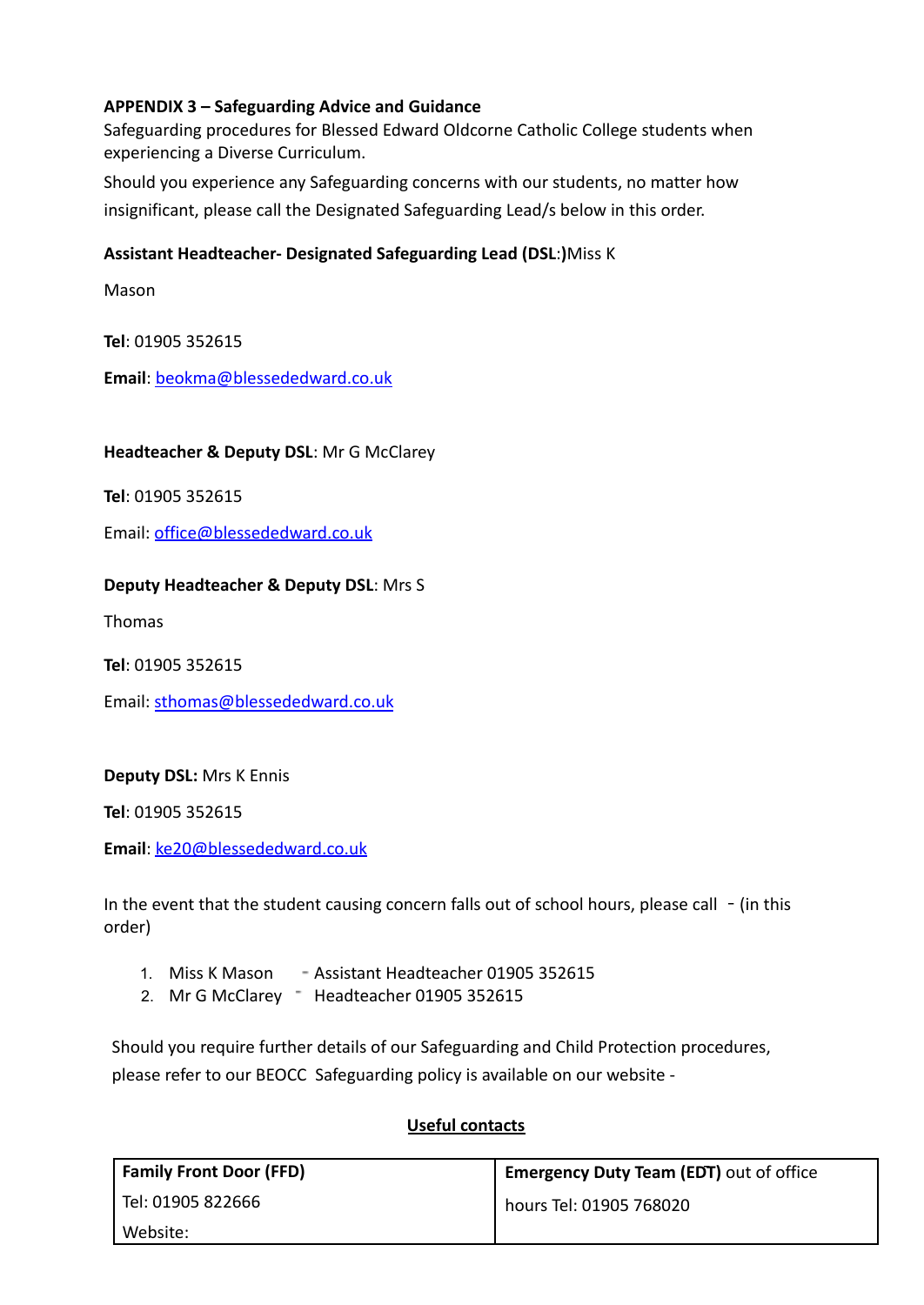**APPENDIX 3 – Safeguarding Advice and Guidance**

Safeguarding procedures for Blessed Edward Oldcorne Catholic College students when experiencing a Diverse Curriculum.

Should you experience any Safeguarding concerns with our students, no matter how insignificant, please call the Designated Safeguarding Lead/s below in this order.

**Assistant Headteacher- Designated Safeguarding Lead (DSL:)**Miss K Mason

**Tel**: 01905 352615

**Email**: beokma@blessededward.co.uk

**Headteacher & Deputy DSL**: Mr G McClarey

**Tel**: 01905 352615

Email: office@blessededward.co.uk

**Deputy Headteacher & Deputy DSL**: Mrs S Thomas

**Tel**: 01905 352615

Email: sthomas@blessededward.co.uk

**Deputy DSL:** Mrs K Ennis

**Tel**: 01905 352615

**Email**: ke20@blessededward.co.uk

In the event that the student causing concern falls out of school hours, please call - (in this order)

1. Miss K Mason - Assistant Headteacher 01905 352615
2. Mr G McClarey - Headteacher 01905 352615

Should you require further details of our Safeguarding and Child Protection procedures, please refer to our BEOCC Safeguarding policy is available on our website -

**Useful contacts**

| | |
|---|---|
| **Family Front Door (FFD)**<br>Tel: 01905 822666<br>Website: | **Emergency Duty Team (EDT)** out of office hours Tel: 01905 768020 |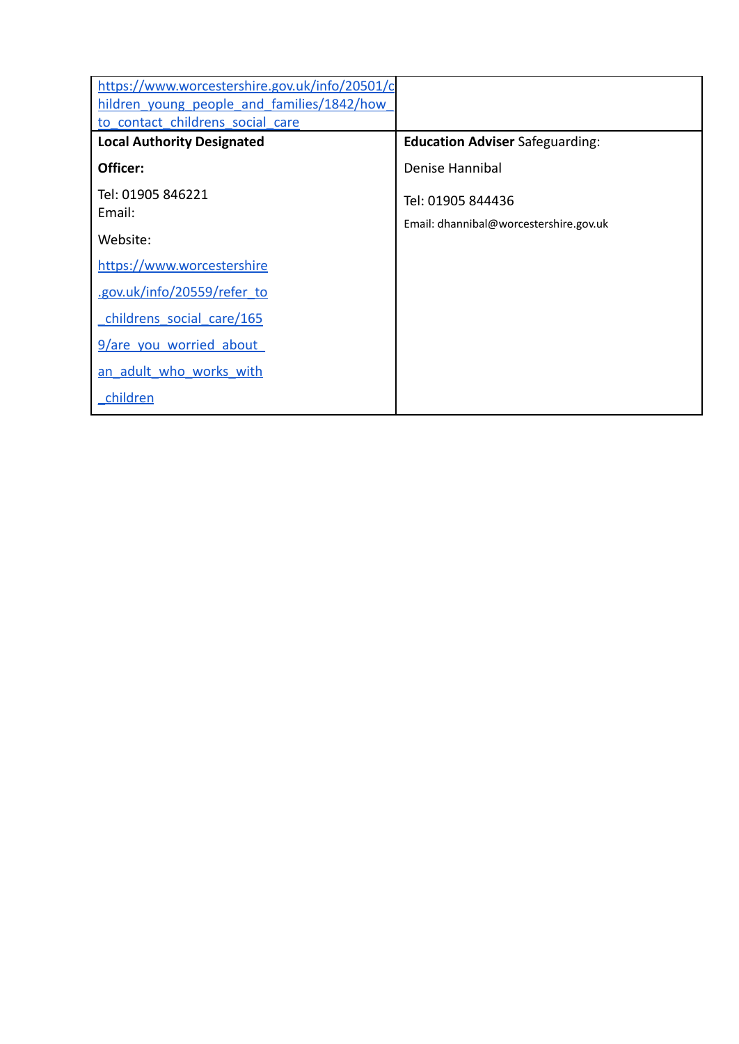| | |
|---|---|
| https://www.worcestershire.gov.uk/info/20501/children_young_people_and_families/1842/how_to_contact_childrens_social_care | |
| **Local Authority Designated**<br><br>**Officer:**<br><br>Tel: 01905 846221<br>Email:<br><br>Website:<br><br>https://www.worcestershire.gov.uk/info/20559/refer_to_childrens_social_care/1659/are_you_worried_about_an_adult_who_works_with_children | **Education Adviser** Safeguarding:<br><br>Denise Hannibal<br><br>Tel: 01905 844436<br><br>Email: dhannibal@worcestershire.gov.uk |